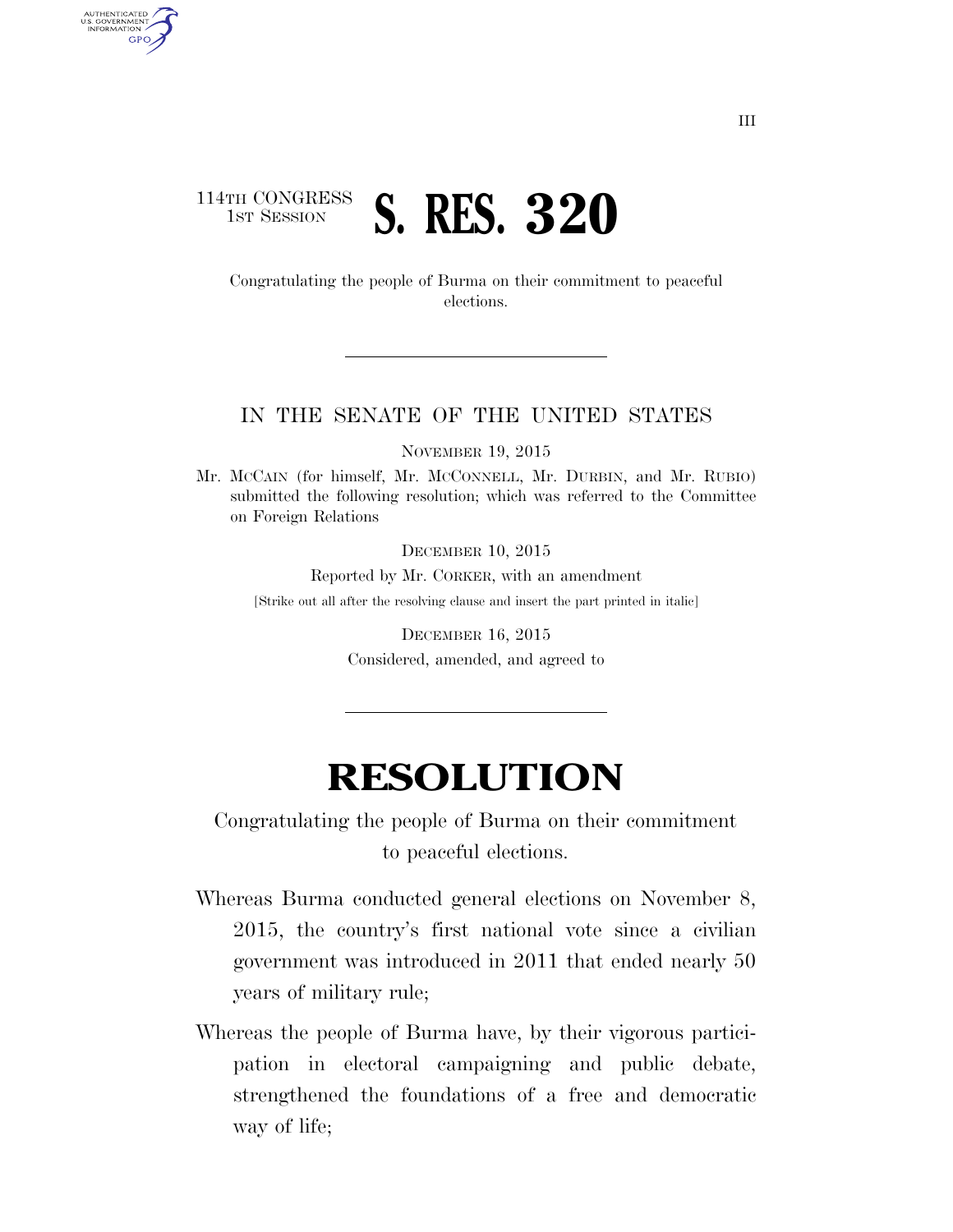114TH CONGRESS
1ST SESSION

# S. RES. 320

Congratulating the people of Burma on their commitment to peaceful elections.

---

IN THE SENATE OF THE UNITED STATES

NOVEMBER 19, 2015

Mr. MCCAIN (for himself, Mr. MCCONNELL, Mr. DURBIN, and Mr. RUBIO) submitted the following resolution; which was referred to the Committee on Foreign Relations

DECEMBER 10, 2015

Reported by Mr. CORKER, with an amendment

[Strike out all after the resolving clause and insert the part printed in italic]

DECEMBER 16, 2015

Considered, amended, and agreed to

---

# RESOLUTION

Congratulating the people of Burma on their commitment to peaceful elections.

Whereas Burma conducted general elections on November 8, 2015, the country's first national vote since a civilian government was introduced in 2011 that ended nearly 50 years of military rule;

Whereas the people of Burma have, by their vigorous participation in electoral campaigning and public debate, strengthened the foundations of a free and democratic way of life;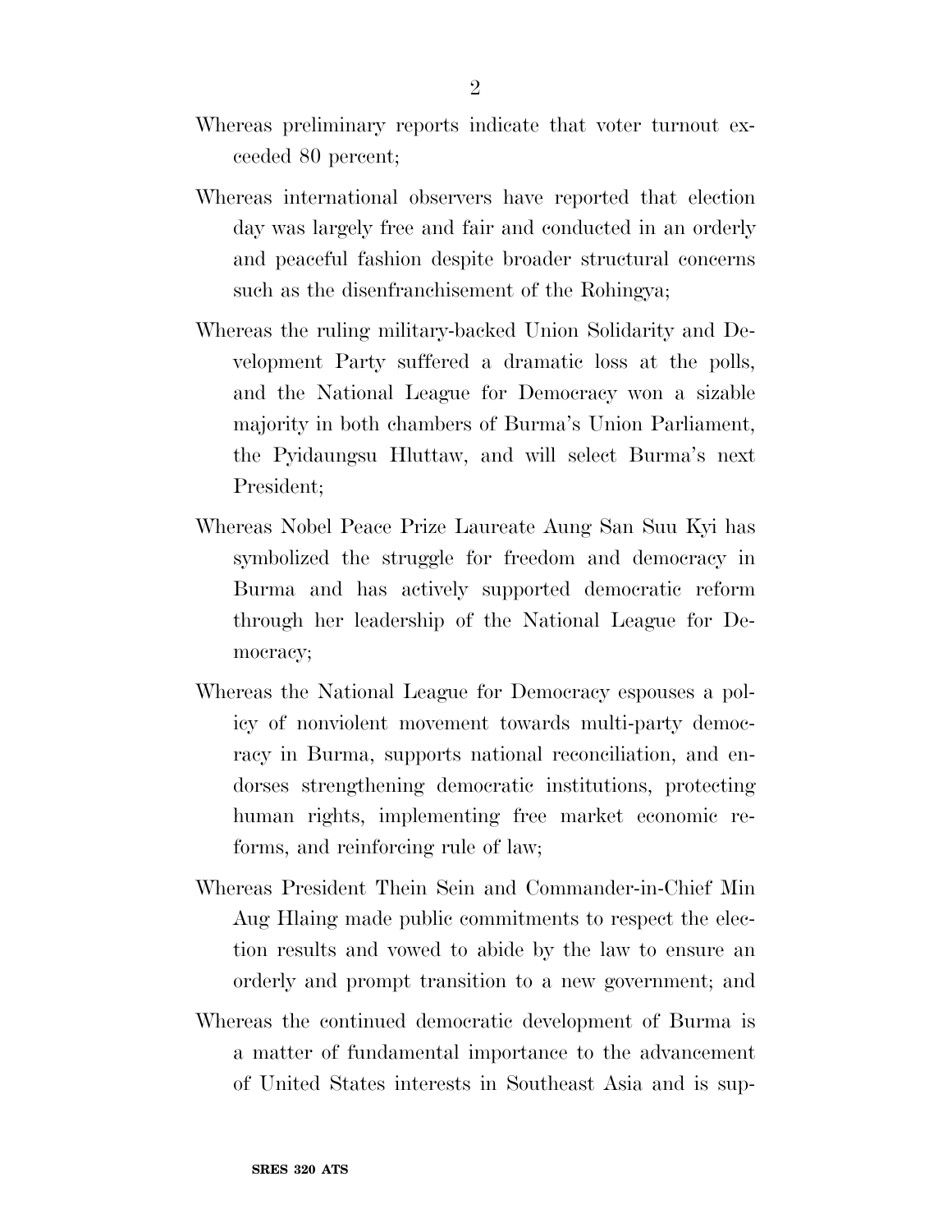Whereas preliminary reports indicate that voter turnout exceeded 80 percent;

Whereas international observers have reported that election day was largely free and fair and conducted in an orderly and peaceful fashion despite broader structural concerns such as the disenfranchisement of the Rohingya;

Whereas the ruling military-backed Union Solidarity and Development Party suffered a dramatic loss at the polls, and the National League for Democracy won a sizable majority in both chambers of Burma's Union Parliament, the Pyidaungsu Hluttaw, and will select Burma's next President;

Whereas Nobel Peace Prize Laureate Aung San Suu Kyi has symbolized the struggle for freedom and democracy in Burma and has actively supported democratic reform through her leadership of the National League for Democracy;

Whereas the National League for Democracy espouses a policy of nonviolent movement towards multi-party democracy in Burma, supports national reconciliation, and endorses strengthening democratic institutions, protecting human rights, implementing free market economic reforms, and reinforcing rule of law;

Whereas President Thein Sein and Commander-in-Chief Min Aug Hlaing made public commitments to respect the election results and vowed to abide by the law to ensure an orderly and prompt transition to a new government; and

Whereas the continued democratic development of Burma is a matter of fundamental importance to the advancement of United States interests in Southeast Asia and is sup-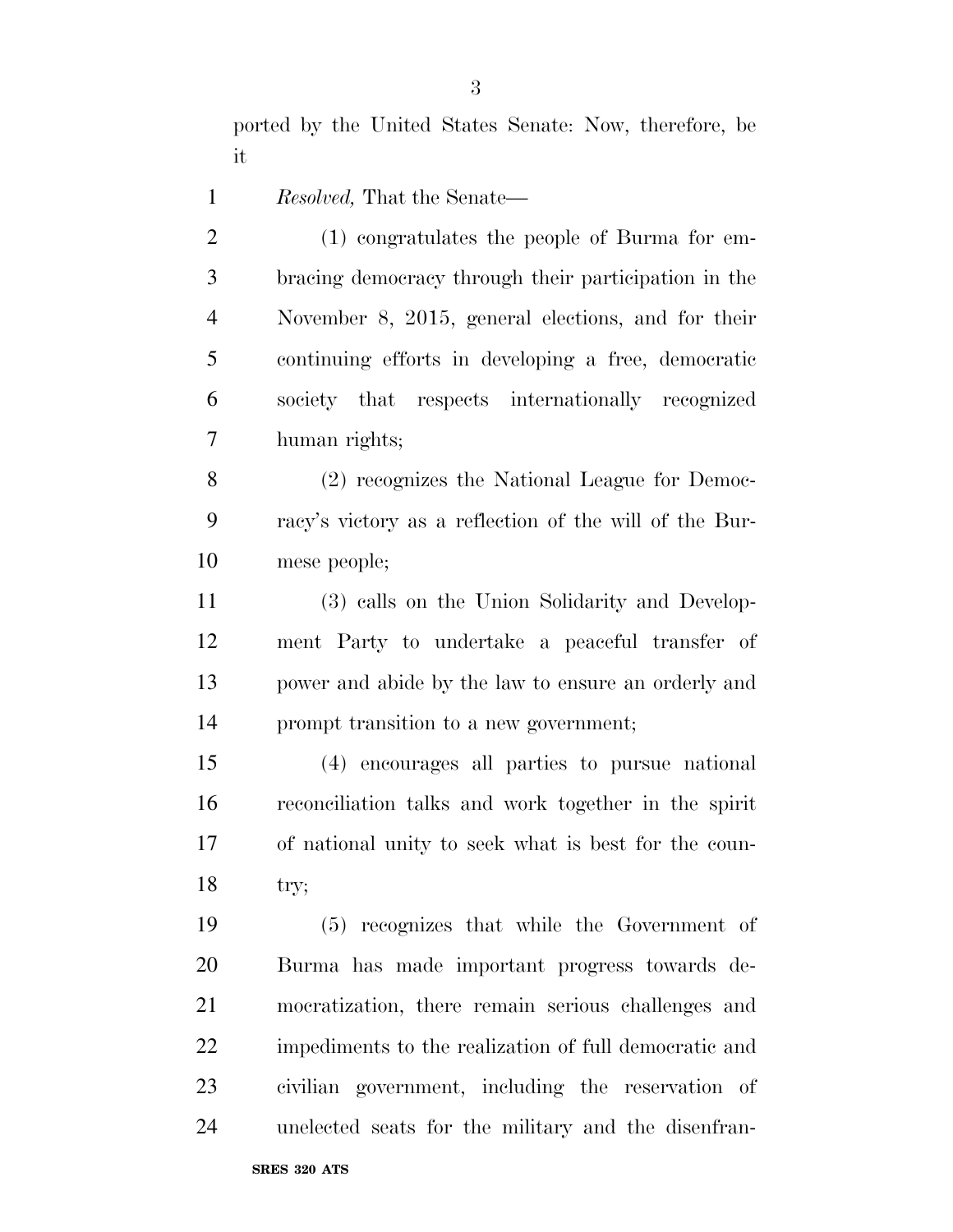ported by the United States Senate: Now, therefore, be it

*Resolved,* That the Senate—

(1) congratulates the people of Burma for embracing democracy through their participation in the November 8, 2015, general elections, and for their continuing efforts in developing a free, democratic society that respects internationally recognized human rights;

(2) recognizes the National League for Democracy's victory as a reflection of the will of the Burmese people;

(3) calls on the Union Solidarity and Development Party to undertake a peaceful transfer of power and abide by the law to ensure an orderly and prompt transition to a new government;

(4) encourages all parties to pursue national reconciliation talks and work together in the spirit of national unity to seek what is best for the country;

(5) recognizes that while the Government of Burma has made important progress towards democratization, there remain serious challenges and impediments to the realization of full democratic and civilian government, including the reservation of unelected seats for the military and the disenfran-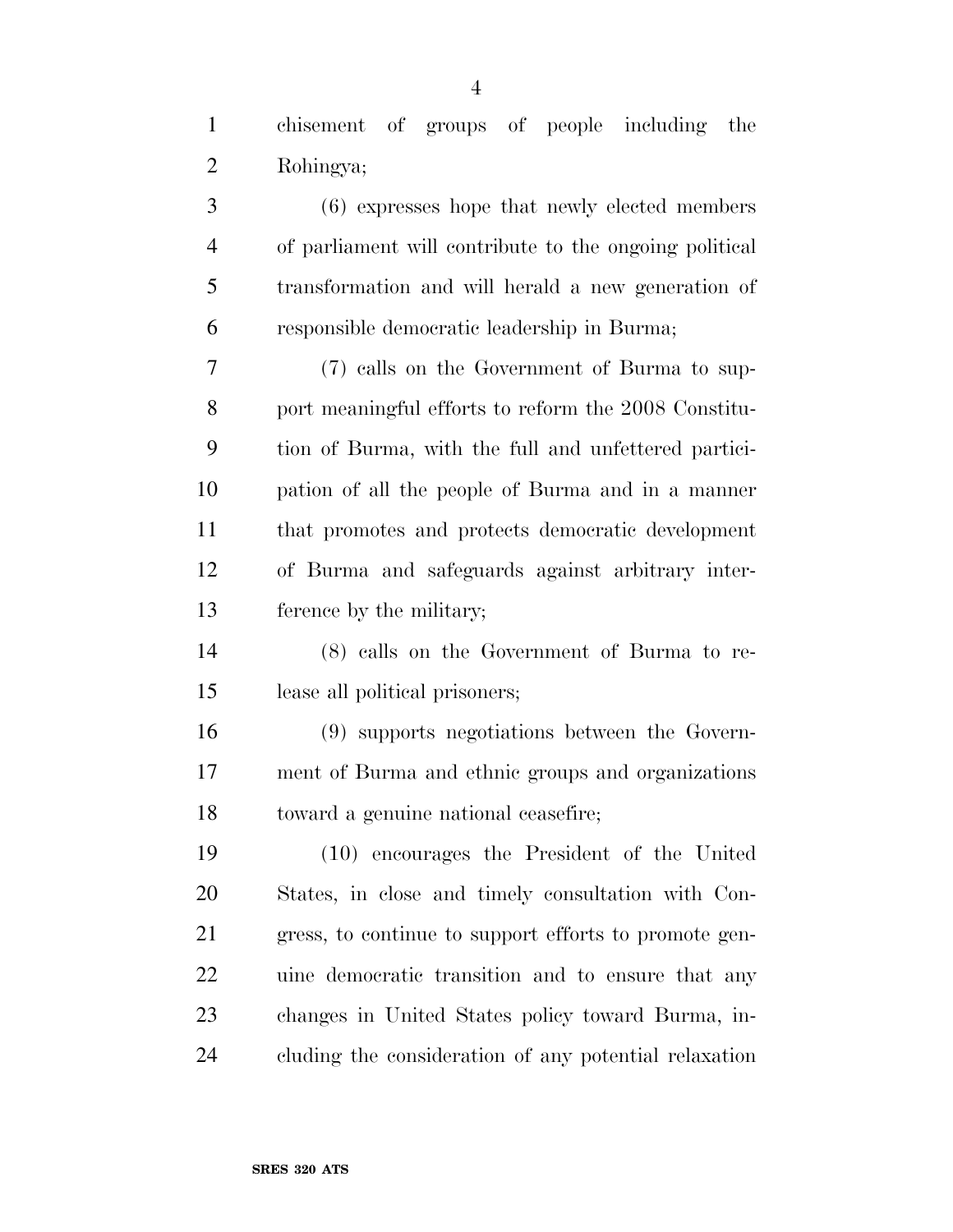chisement of groups of people including the Rohingya;

(6) expresses hope that newly elected members of parliament will contribute to the ongoing political transformation and will herald a new generation of responsible democratic leadership in Burma;

(7) calls on the Government of Burma to support meaningful efforts to reform the 2008 Constitution of Burma, with the full and unfettered participation of all the people of Burma and in a manner that promotes and protects democratic development of Burma and safeguards against arbitrary interference by the military;

(8) calls on the Government of Burma to release all political prisoners;

(9) supports negotiations between the Government of Burma and ethnic groups and organizations toward a genuine national ceasefire;

(10) encourages the President of the United States, in close and timely consultation with Congress, to continue to support efforts to promote genuine democratic transition and to ensure that any changes in United States policy toward Burma, including the consideration of any potential relaxation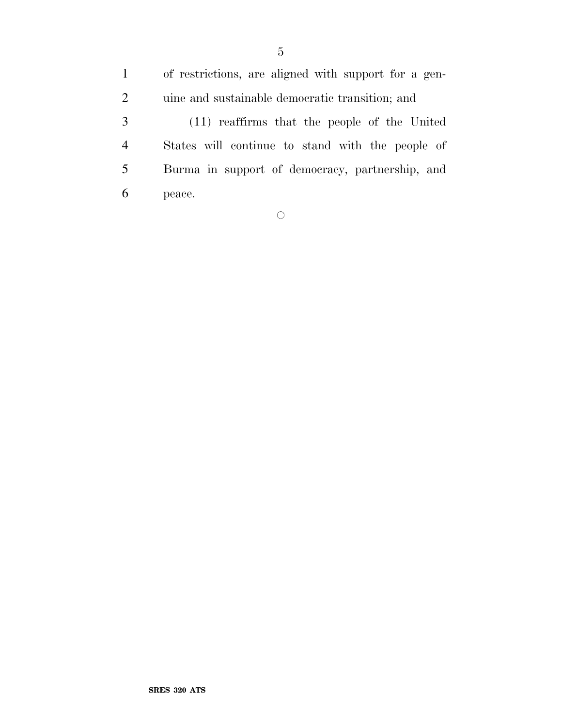of restrictions, are aligned with support for a genuine and sustainable democratic transition; and

(11) reaffirms that the people of the United States will continue to stand with the people of Burma in support of democracy, partnership, and peace.